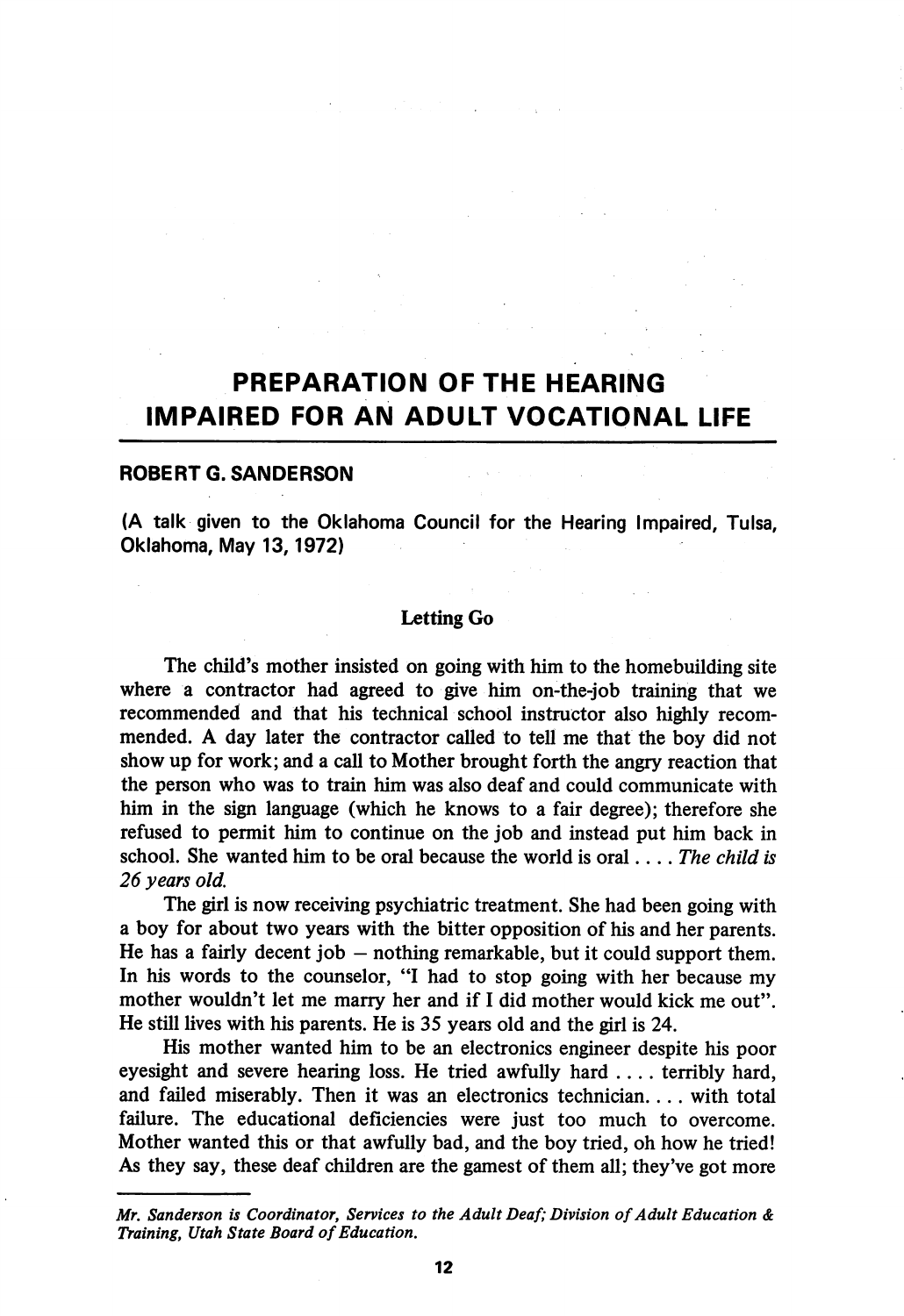# PREPARATION OF THE HEARING IMPAIRED FOR AN ADULT VOCATIONAL LIFE

**ROBERT G. SANDERSON**

**(A talk given to the Oklahoma Council for the Hearing Impaired, Tulsa, Oklahoma, May 13, 1972)**

### Letting Go

The child's mother insisted on going with him to the homebuilding site where a contractor had agreed to give him on-the-job training that we recommended and that his technical school instructor also highly recommended. A day later the contractor called to tell me that the boy did not show up for work; and a call to Mother brought forth the angry reaction that the person who was to train him was also deaf and could communicate with him in the sign language (which he knows to a fair degree); therefore she refused to permit him to continue on the job and instead put him back in school. She wanted him to be oral because the world is oral . . . . *The child is 26 years old.*

The girl is now receiving psychiatric treatment. She had been going with a boy for about two years with the bitter opposition of his and her parents. He has a fairly decent job – nothing remarkable, but it could support them. In his words to the counselor, "I had to stop going with her because my mother wouldn't let me marry her and if I did mother would kick me out". He still lives with his parents. He is 35 years old and the girl is 24.

His mother wanted him to be an electronics engineer despite his poor eyesight and severe hearing loss. He tried awfully hard . . . . terribly hard, and failed miserably. Then it was an electronics technician. . . . with total failure. The educational deficiencies were just too much to overcome. Mother wanted this or that awfully bad, and the boy tried, oh how he tried! As they say, these deaf children are the gamest of them all; they've got more

---

*Mr. Sanderson is Coordinator, Services to the Adult Deaf; Division of Adult Education & Training, Utah State Board of Education.*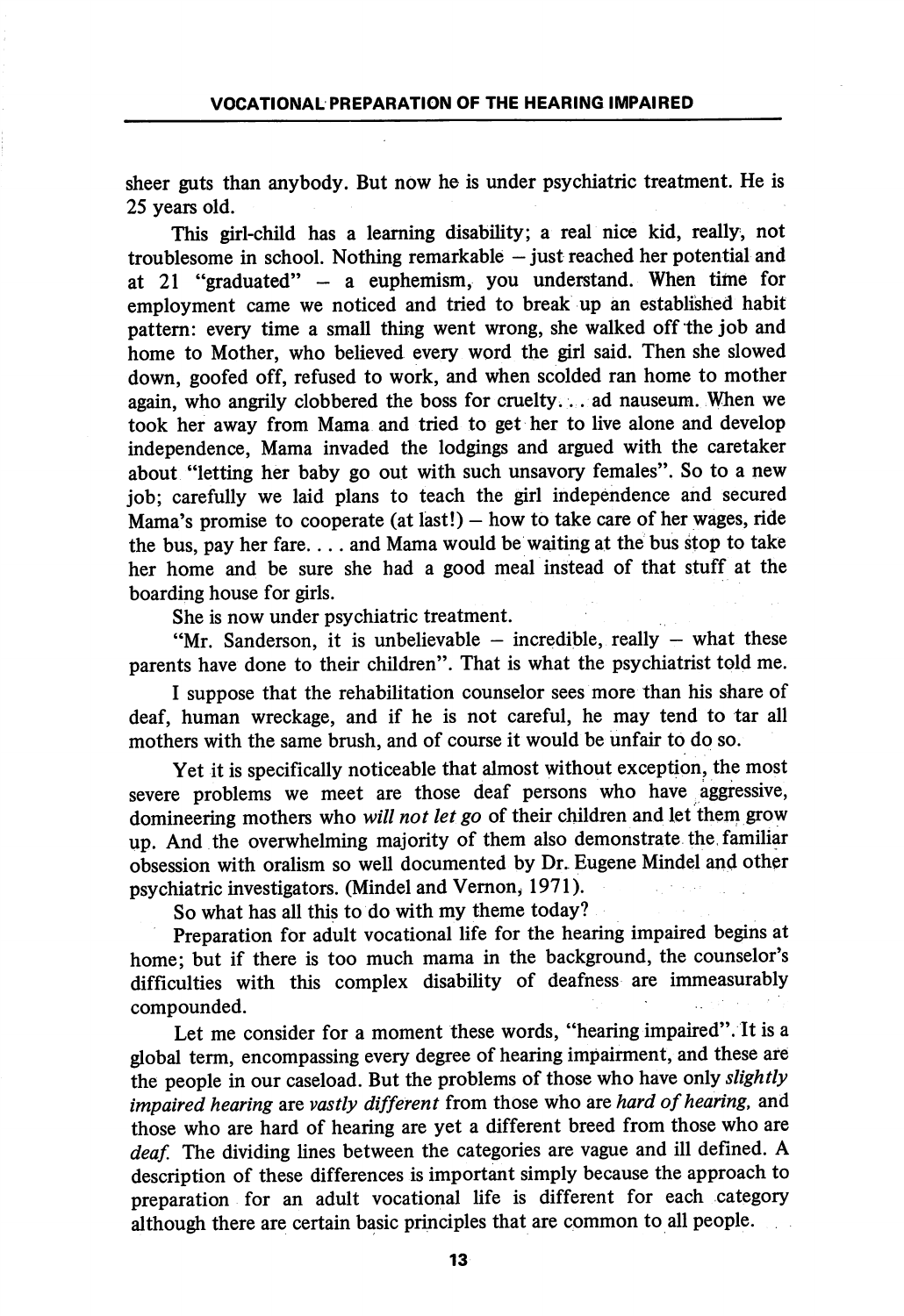sheer guts than anybody. But now he is under psychiatric treatment. He is 25 years old.

This girl-child has a learning disability; a real nice kid, really, not troublesome in school. Nothing remarkable – just reached her potential and at 21 "graduated" – a euphemism, you understand. When time for employment came we noticed and tried to break up an established habit pattern: every time a small thing went wrong, she walked off the job and home to Mother, who believed every word the girl said. Then she slowed down, goofed off, refused to work, and when scolded ran home to mother again, who angrily clobbered the boss for cruelty. . . ad nauseum. When we took her away from Mama and tried to get her to live alone and develop independence, Mama invaded the lodgings and argued with the caretaker about "letting her baby go out with such unsavory females". So to a new job; carefully we laid plans to teach the girl independence and secured Mama's promise to cooperate (at last!) – how to take care of her wages, ride the bus, pay her fare. . . . and Mama would be waiting at the bus stop to take her home and be sure she had a good meal instead of that stuff at the boarding house for girls.

She is now under psychiatric treatment.

"Mr. Sanderson, it is unbelievable – incredible, really – what these parents have done to their children". That is what the psychiatrist told me.

I suppose that the rehabilitation counselor sees more than his share of deaf, human wreckage, and if he is not careful, he may tend to tar all mothers with the same brush, and of course it would be unfair to do so.

Yet it is specifically noticeable that almost without exception, the most severe problems we meet are those deaf persons who have aggressive, domineering mothers who *will not let go* of their children and let them grow up. And the overwhelming majority of them also demonstrate the familiar obsession with oralism so well documented by Dr. Eugene Mindel and other psychiatric investigators. (Mindel and Vernon, 1971).

So what has all this to do with my theme today?

Preparation for adult vocational life for the hearing impaired begins at home; but if there is too much mama in the background, the counselor's difficulties with this complex disability of deafness are immeasurably compounded.

Let me consider for a moment these words, "hearing impaired". It is a global term, encompassing every degree of hearing impairment, and these are the people in our caseload. But the problems of those who have only *slightly impaired hearing* are *vastly different* from those who are *hard of hearing,* and those who are hard of hearing are yet a different breed from those who are *deaf.* The dividing lines between the categories are vague and ill defined. A description of these differences is important simply because the approach to preparation for an adult vocational life is different for each category although there are certain basic principles that are common to all people.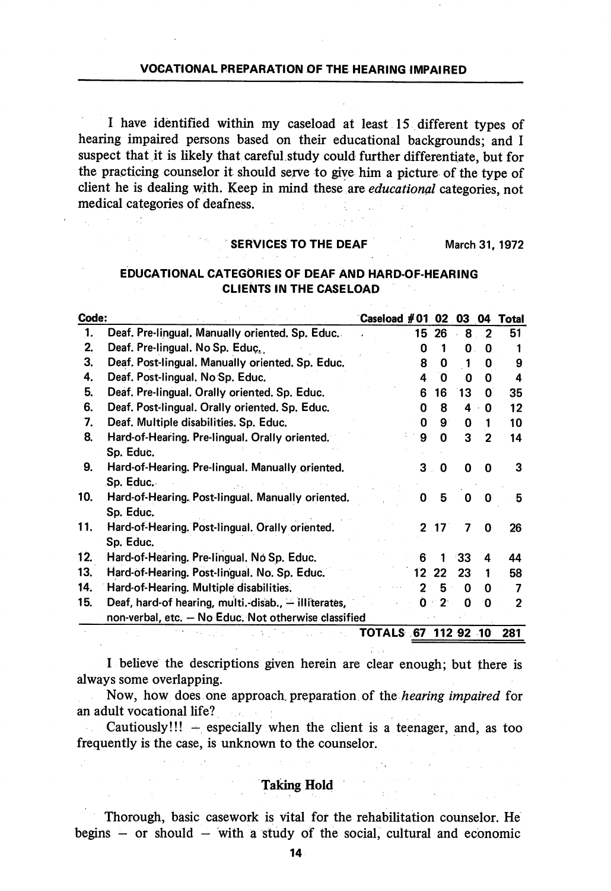I have identified within my caseload at least 15 different types of hearing impaired persons based on their educational backgrounds; and I suspect that it is likely that careful study could further differentiate, but for the practicing counselor it should serve to give him a picture of the type of client he is dealing with. Keep in mind these are *educational* categories, not medical categories of deafness.

**SERVICES TO THE DEAF** — March 31, 1972

**EDUCATIONAL CATEGORIES OF DEAF AND HARD-OF-HEARING CLIENTS IN THE CASELOAD**

| Code: | | Caseload #01 | 02 | 03 | 04 | Total |
|---|---|---|---|---|---|---|
| 1. | Deaf. Pre-lingual. Manually oriented. Sp. Educ. | 15 | 26 | 8 | 2 | 51 |
| 2. | Deaf. Pre-lingual. No Sp. Educ. | 0 | 1 | 0 | 0 | 1 |
| 3. | Deaf. Post-lingual. Manually oriented. Sp. Educ. | 8 | 0 | 1 | 0 | 9 |
| 4. | Deaf. Post-lingual. No Sp. Educ. | 4 | 0 | 0 | 0 | 4 |
| 5. | Deaf. Pre-lingual. Orally oriented. Sp. Educ. | 6 | 16 | 13 | 0 | 35 |
| 6. | Deaf. Post-lingual. Orally oriented. Sp. Educ. | 0 | 8 | 4 | 0 | 12 |
| 7. | Deaf. Multiple disabilities. Sp. Educ. | 0 | 9 | 0 | 1 | 10 |
| 8. | Hard-of-Hearing. Pre-lingual. Orally oriented. Sp. Educ. | 9 | 0 | 3 | 2 | 14 |
| 9. | Hard-of-Hearing. Pre-lingual. Manually oriented. Sp. Educ. | 3 | 0 | 0 | 0 | 3 |
| 10. | Hard-of-Hearing. Post-lingual. Manually oriented. Sp. Educ. | 0 | 5 | 0 | 0 | 5 |
| 11. | Hard-of-Hearing. Post-lingual. Orally oriented. Sp. Educ. | 2 | 17 | 7 | 0 | 26 |
| 12. | Hard-of-Hearing. Pre-lingual. No Sp. Educ. | 6 | 1 | 33 | 4 | 44 |
| 13. | Hard-of-Hearing. Post-lingual. No. Sp. Educ. | 12 | 22 | 23 | 1 | 58 |
| 14. | Hard-of-Hearing. Multiple disabilities. | 2 | 5 | 0 | 0 | 7 |
| 15. | Deaf, hard-of hearing, multi.-disab., – illiterates, non-verbal, etc. – No Educ. Not otherwise classified | 0 | 2 | 0 | 0 | 2 |
| | TOTALS | 67 | 112 | 92 | 10 | 281 |

I believe the descriptions given herein are clear enough; but there is always some overlapping.

Now, how does one approach preparation of the *hearing impaired* for an adult vocational life?

Cautiously!!! – especially when the client is a teenager, and, as too frequently is the case, is unknown to the counselor.

## Taking Hold

Thorough, basic casework is vital for the rehabilitation counselor. He begins – or should – with a study of the social, cultural and economic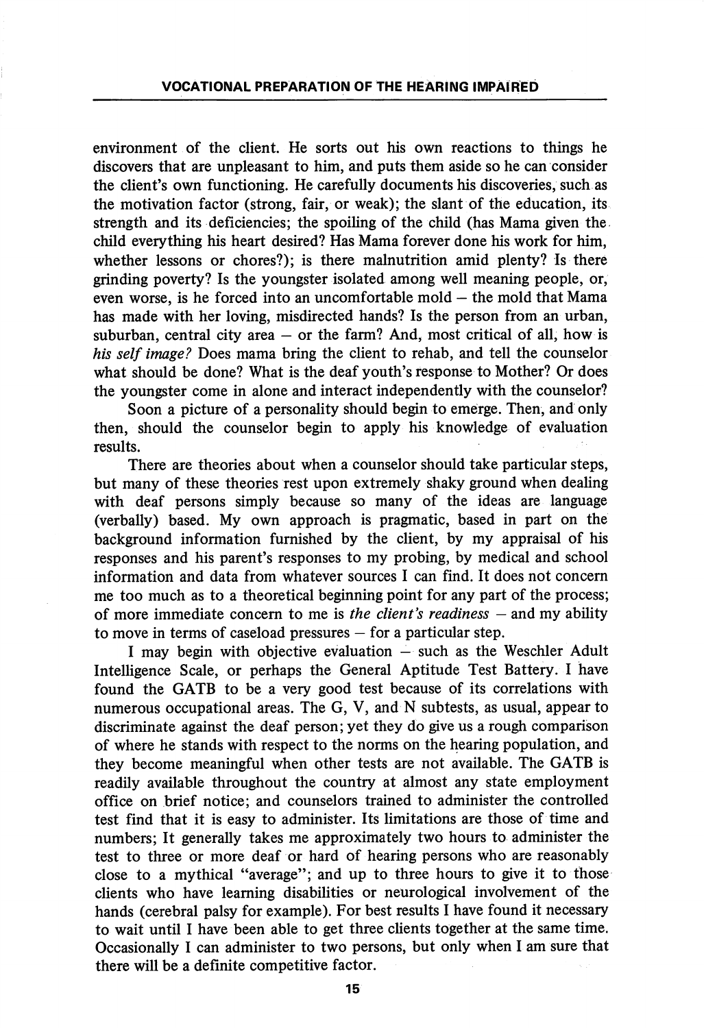environment of the client. He sorts out his own reactions to things he discovers that are unpleasant to him, and puts them aside so he can consider the client's own functioning. He carefully documents his discoveries, such as the motivation factor (strong, fair, or weak); the slant of the education, its strength and its deficiencies; the spoiling of the child (has Mama given the child everything his heart desired? Has Mama forever done his work for him, whether lessons or chores?); is there malnutrition amid plenty? Is there grinding poverty? Is the youngster isolated among well meaning people, or, even worse, is he forced into an uncomfortable mold – the mold that Mama has made with her loving, misdirected hands? Is the person from an urban, suburban, central city area – or the farm? And, most critical of all, how is *his self image?* Does mama bring the client to rehab, and tell the counselor what should be done? What is the deaf youth's response to Mother? Or does the youngster come in alone and interact independently with the counselor?

Soon a picture of a personality should begin to emerge. Then, and only then, should the counselor begin to apply his knowledge of evaluation results.

There are theories about when a counselor should take particular steps, but many of these theories rest upon extremely shaky ground when dealing with deaf persons simply because so many of the ideas are language (verbally) based. My own approach is pragmatic, based in part on the background information furnished by the client, by my appraisal of his responses and his parent's responses to my probing, by medical and school information and data from whatever sources I can find. It does not concern me too much as to a theoretical beginning point for any part of the process; of more immediate concern to me is *the client's readiness* – and my ability to move in terms of caseload pressures – for a particular step.

I may begin with objective evaluation – such as the Weschler Adult Intelligence Scale, or perhaps the General Aptitude Test Battery. I have found the GATB to be a very good test because of its correlations with numerous occupational areas. The G, V, and N subtests, as usual, appear to discriminate against the deaf person; yet they do give us a rough comparison of where he stands with respect to the norms on the hearing population, and they become meaningful when other tests are not available. The GATB is readily available throughout the country at almost any state employment office on brief notice; and counselors trained to administer the controlled test find that it is easy to administer. Its limitations are those of time and numbers; It generally takes me approximately two hours to administer the test to three or more deaf or hard of hearing persons who are reasonably close to a mythical "average"; and up to three hours to give it to those clients who have learning disabilities or neurological involvement of the hands (cerebral palsy for example). For best results I have found it necessary to wait until I have been able to get three clients together at the same time. Occasionally I can administer to two persons, but only when I am sure that there will be a definite competitive factor.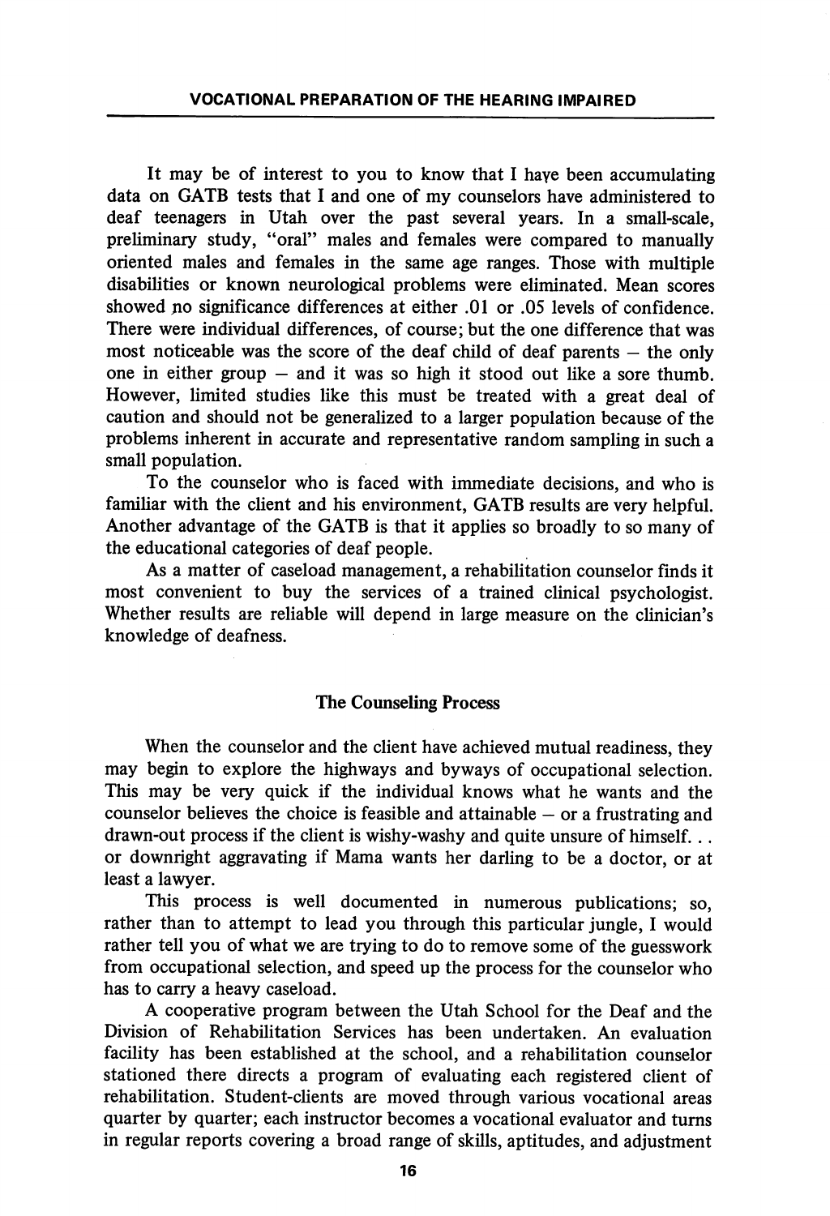It may be of interest to you to know that I have been accumulating data on GATB tests that I and one of my counselors have administered to deaf teenagers in Utah over the past several years. In a small-scale, preliminary study, "oral" males and females were compared to manually oriented males and females in the same age ranges. Those with multiple disabilities or known neurological problems were eliminated. Mean scores showed no significance differences at either .01 or .05 levels of confidence. There were individual differences, of course; but the one difference that was most noticeable was the score of the deaf child of deaf parents – the only one in either group – and it was so high it stood out like a sore thumb. However, limited studies like this must be treated with a great deal of caution and should not be generalized to a larger population because of the problems inherent in accurate and representative random sampling in such a small population.

To the counselor who is faced with immediate decisions, and who is familiar with the client and his environment, GATB results are very helpful. Another advantage of the GATB is that it applies so broadly to so many of the educational categories of deaf people.

As a matter of caseload management, a rehabilitation counselor finds it most convenient to buy the services of a trained clinical psychologist. Whether results are reliable will depend in large measure on the clinician's knowledge of deafness.

## The Counseling Process

When the counselor and the client have achieved mutual readiness, they may begin to explore the highways and byways of occupational selection. This may be very quick if the individual knows what he wants and the counselor believes the choice is feasible and attainable – or a frustrating and drawn-out process if the client is wishy-washy and quite unsure of himself. . . or downright aggravating if Mama wants her darling to be a doctor, or at least a lawyer.

This process is well documented in numerous publications; so, rather than to attempt to lead you through this particular jungle, I would rather tell you of what we are trying to do to remove some of the guesswork from occupational selection, and speed up the process for the counselor who has to carry a heavy caseload.

A cooperative program between the Utah School for the Deaf and the Division of Rehabilitation Services has been undertaken. An evaluation facility has been established at the school, and a rehabilitation counselor stationed there directs a program of evaluating each registered client of rehabilitation. Student-clients are moved through various vocational areas quarter by quarter; each instructor becomes a vocational evaluator and turns in regular reports covering a broad range of skills, aptitudes, and adjustment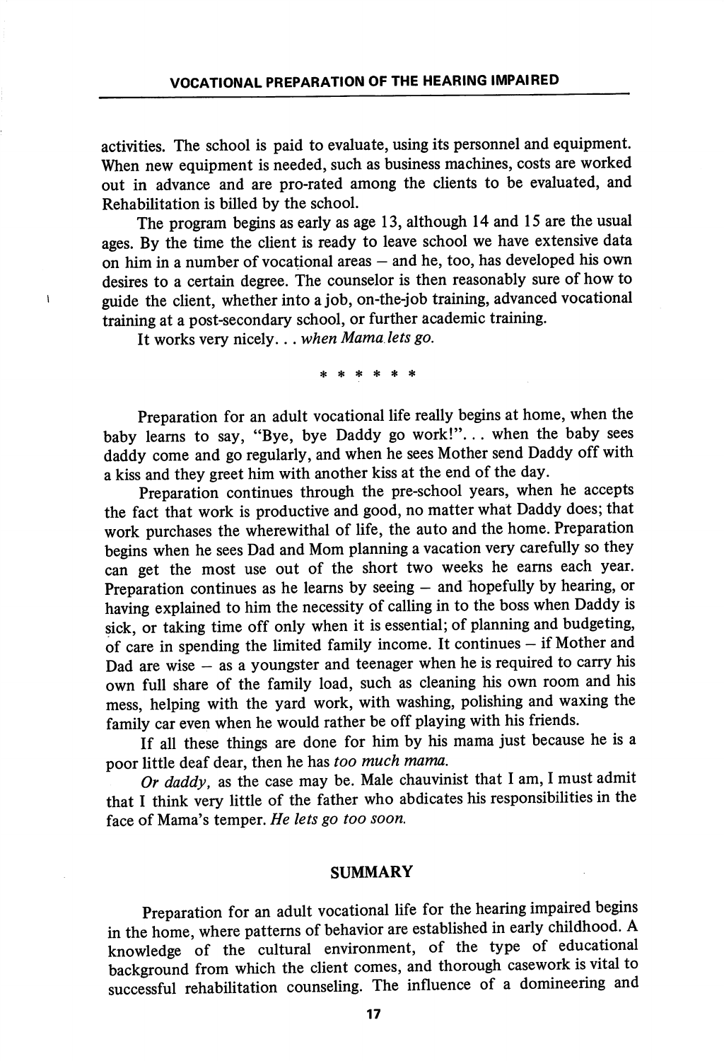activities. The school is paid to evaluate, using its personnel and equipment. When new equipment is needed, such as business machines, costs are worked out in advance and are pro-rated among the clients to be evaluated, and Rehabilitation is billed by the school.

The program begins as early as age 13, although 14 and 15 are the usual ages. By the time the client is ready to leave school we have extensive data on him in a number of vocational areas – and he, too, has developed his own desires to a certain degree. The counselor is then reasonably sure of how to guide the client, whether into a job, on-the-job training, advanced vocational training at a post-secondary school, or further academic training.

It works very nicely. . . *when Mama lets go.*

\* \* \* \* \* \*

Preparation for an adult vocational life really begins at home, when the baby learns to say, "Bye, bye Daddy go work!". . . when the baby sees daddy come and go regularly, and when he sees Mother send Daddy off with a kiss and they greet him with another kiss at the end of the day.

Preparation continues through the pre-school years, when he accepts the fact that work is productive and good, no matter what Daddy does; that work purchases the wherewithal of life, the auto and the home. Preparation begins when he sees Dad and Mom planning a vacation very carefully so they can get the most use out of the short two weeks he earns each year. Preparation continues as he learns by seeing – and hopefully by hearing, or having explained to him the necessity of calling in to the boss when Daddy is sick, or taking time off only when it is essential; of planning and budgeting, of care in spending the limited family income. It continues – if Mother and Dad are wise – as a youngster and teenager when he is required to carry his own full share of the family load, such as cleaning his own room and his mess, helping with the yard work, with washing, polishing and waxing the family car even when he would rather be off playing with his friends.

If all these things are done for him by his mama just because he is a poor little deaf dear, then he has *too much mama.*

*Or daddy,* as the case may be. Male chauvinist that I am, I must admit that I think very little of the father who abdicates his responsibilities in the face of Mama's temper. *He lets go too soon.*

## SUMMARY

Preparation for an adult vocational life for the hearing impaired begins in the home, where patterns of behavior are established in early childhood. A knowledge of the cultural environment, of the type of educational background from which the client comes, and thorough casework is vital to successful rehabilitation counseling. The influence of a domineering and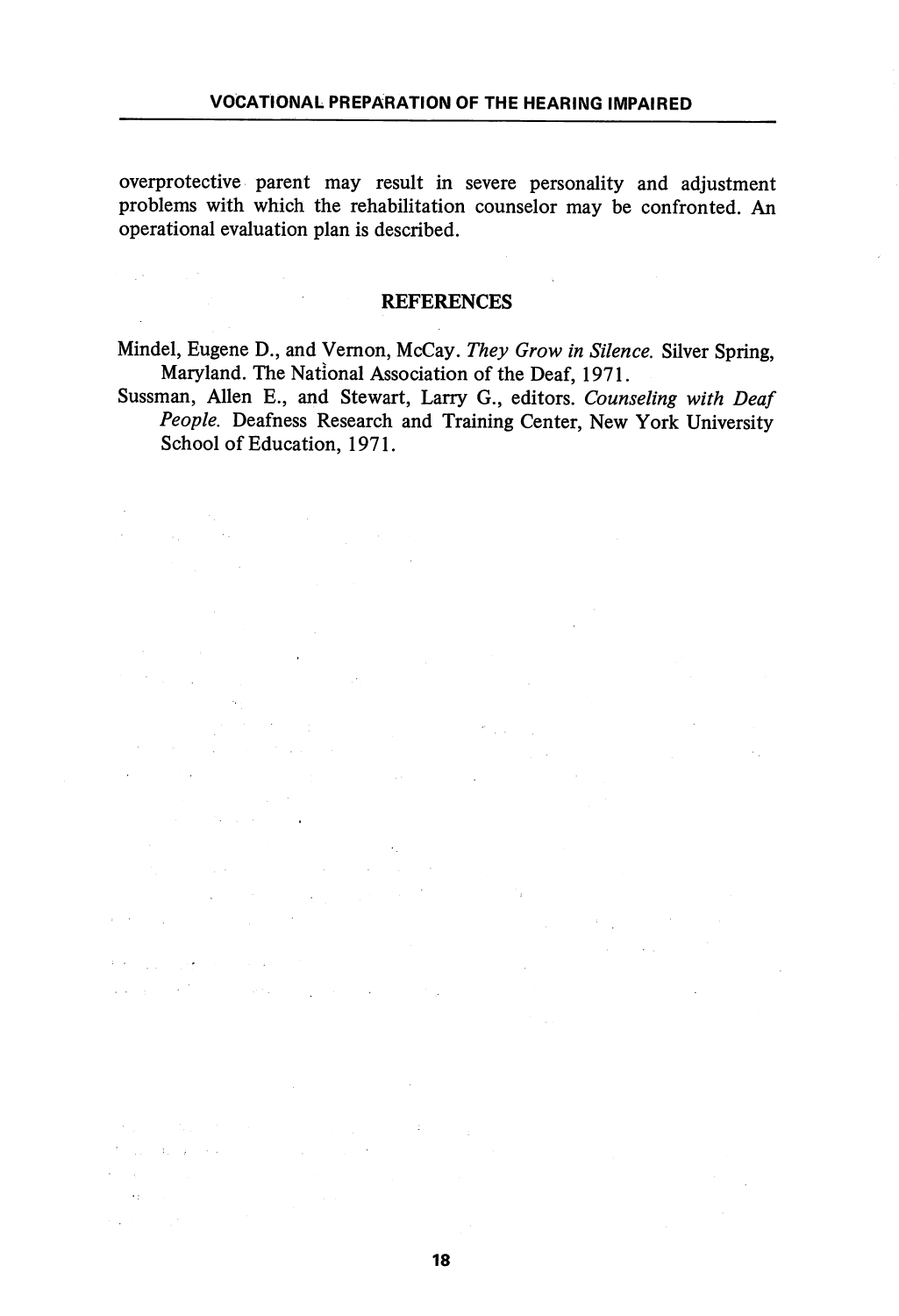overprotective parent may result in severe personality and adjustment problems with which the rehabilitation counselor may be confronted. An operational evaluation plan is described.

## REFERENCES

Mindel, Eugene D., and Vernon, McCay. *They Grow in Silence.* Silver Spring, Maryland. The National Association of the Deaf, 1971.

Sussman, Allen E., and Stewart, Larry G., editors. *Counseling with Deaf People.* Deafness Research and Training Center, New York University School of Education, 1971.